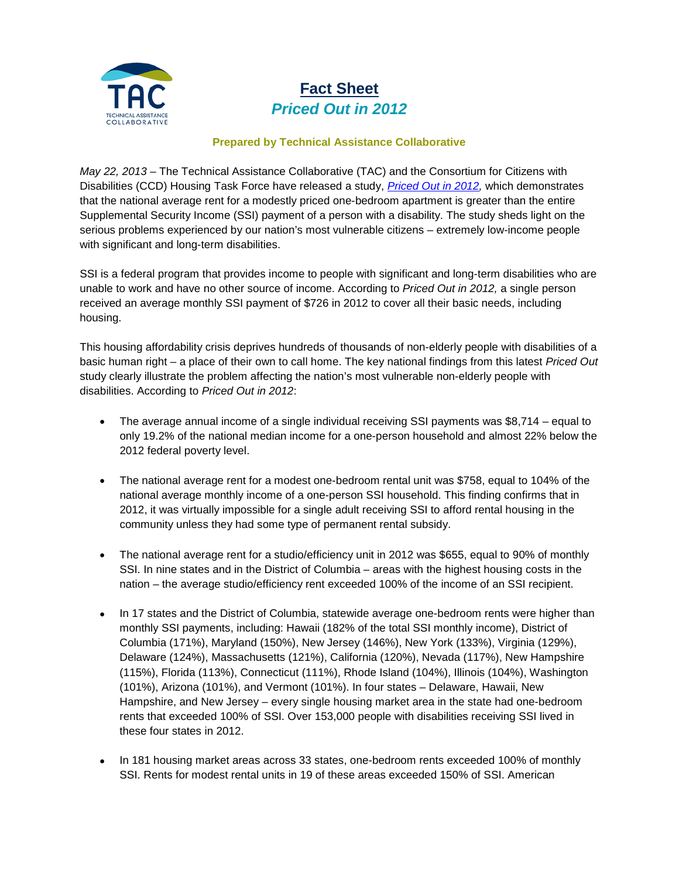# Fact Sheet

## *Priced Out in 2012*

**Prepared by Technical Assistance Collaborative**

*May 22, 2013* – The Technical Assistance Collaborative (TAC) and the Consortium for Citizens with Disabilities (CCD) Housing Task Force have released a study, *Priced Out in 2012,* which demonstrates that the national average rent for a modestly priced one-bedroom apartment is greater than the entire Supplemental Security Income (SSI) payment of a person with a disability. The study sheds light on the serious problems experienced by our nation's most vulnerable citizens – extremely low-income people with significant and long-term disabilities.

SSI is a federal program that provides income to people with significant and long-term disabilities who are unable to work and have no other source of income. According to *Priced Out in 2012,* a single person received an average monthly SSI payment of $726 in 2012 to cover all their basic needs, including housing.

This housing affordability crisis deprives hundreds of thousands of non-elderly people with disabilities of a basic human right – a place of their own to call home. The key national findings from this latest *Priced Out* study clearly illustrate the problem affecting the nation's most vulnerable non-elderly people with disabilities. According to *Priced Out in 2012*:

- The average annual income of a single individual receiving SSI payments was $8,714 – equal to only 19.2% of the national median income for a one-person household and almost 22% below the 2012 federal poverty level.

- The national average rent for a modest one-bedroom rental unit was $758, equal to 104% of the national average monthly income of a one-person SSI household. This finding confirms that in 2012, it was virtually impossible for a single adult receiving SSI to afford rental housing in the community unless they had some type of permanent rental subsidy.

- The national average rent for a studio/efficiency unit in 2012 was $655, equal to 90% of monthly SSI. In nine states and in the District of Columbia – areas with the highest housing costs in the nation – the average studio/efficiency rent exceeded 100% of the income of an SSI recipient.

- In 17 states and the District of Columbia, statewide average one-bedroom rents were higher than monthly SSI payments, including: Hawaii (182% of the total SSI monthly income), District of Columbia (171%), Maryland (150%), New Jersey (146%), New York (133%), Virginia (129%), Delaware (124%), Massachusetts (121%), California (120%), Nevada (117%), New Hampshire (115%), Florida (113%), Connecticut (111%), Rhode Island (104%), Illinois (104%), Washington (101%), Arizona (101%), and Vermont (101%). In four states – Delaware, Hawaii, New Hampshire, and New Jersey – every single housing market area in the state had one-bedroom rents that exceeded 100% of SSI. Over 153,000 people with disabilities receiving SSI lived in these four states in 2012.

- In 181 housing market areas across 33 states, one-bedroom rents exceeded 100% of monthly SSI. Rents for modest rental units in 19 of these areas exceeded 150% of SSI. American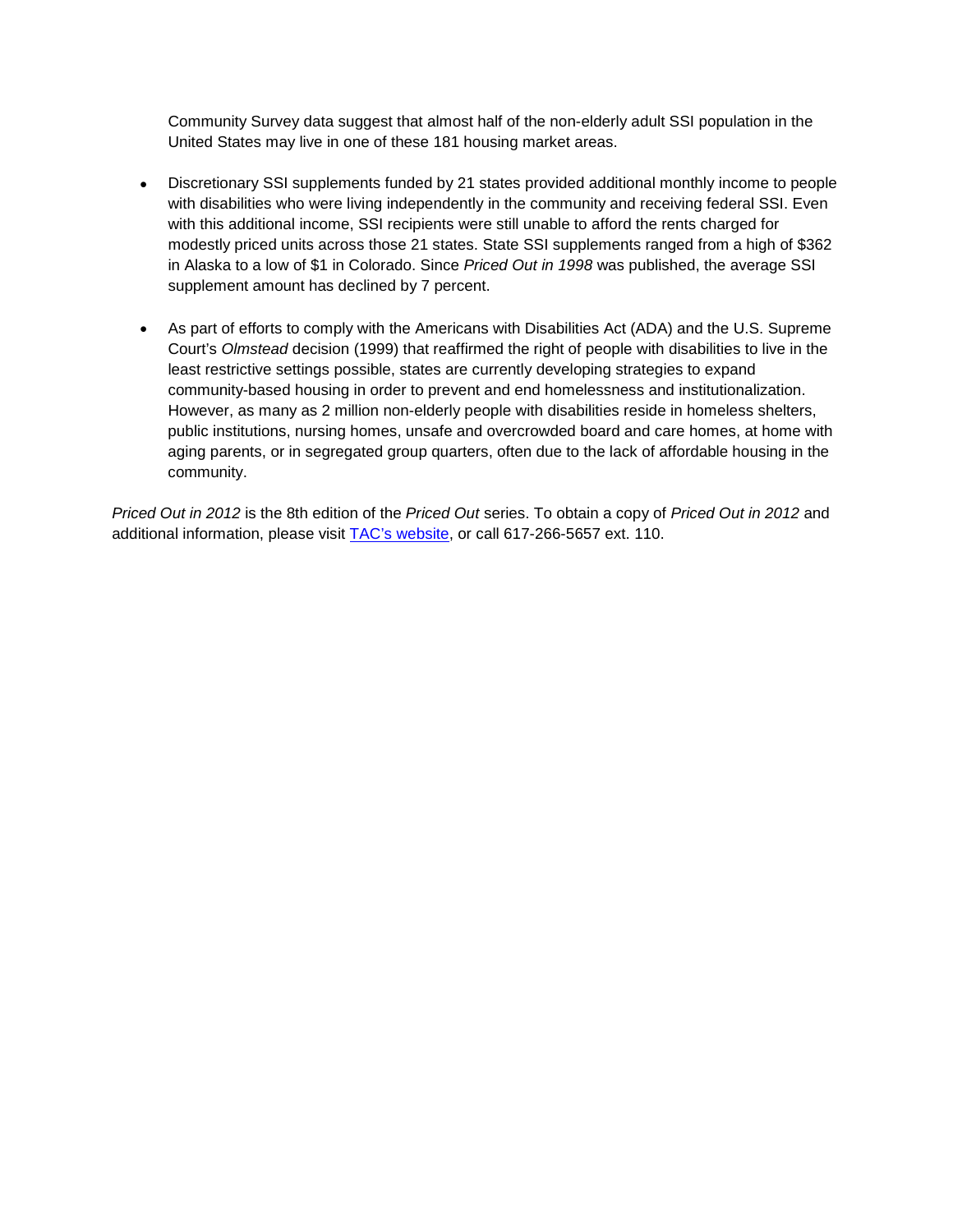Community Survey data suggest that almost half of the non-elderly adult SSI population in the United States may live in one of these 181 housing market areas.

- Discretionary SSI supplements funded by 21 states provided additional monthly income to people with disabilities who were living independently in the community and receiving federal SSI. Even with this additional income, SSI recipients were still unable to afford the rents charged for modestly priced units across those 21 states. State SSI supplements ranged from a high of $362 in Alaska to a low of $1 in Colorado. Since *Priced Out in 1998* was published, the average SSI supplement amount has declined by 7 percent.

- As part of efforts to comply with the Americans with Disabilities Act (ADA) and the U.S. Supreme Court's *Olmstead* decision (1999) that reaffirmed the right of people with disabilities to live in the least restrictive settings possible, states are currently developing strategies to expand community-based housing in order to prevent and end homelessness and institutionalization. However, as many as 2 million non-elderly people with disabilities reside in homeless shelters, public institutions, nursing homes, unsafe and overcrowded board and care homes, at home with aging parents, or in segregated group quarters, often due to the lack of affordable housing in the community.

*Priced Out in 2012* is the 8th edition of the *Priced Out* series. To obtain a copy of *Priced Out in 2012* and additional information, please visit TAC's website, or call 617-266-5657 ext. 110.